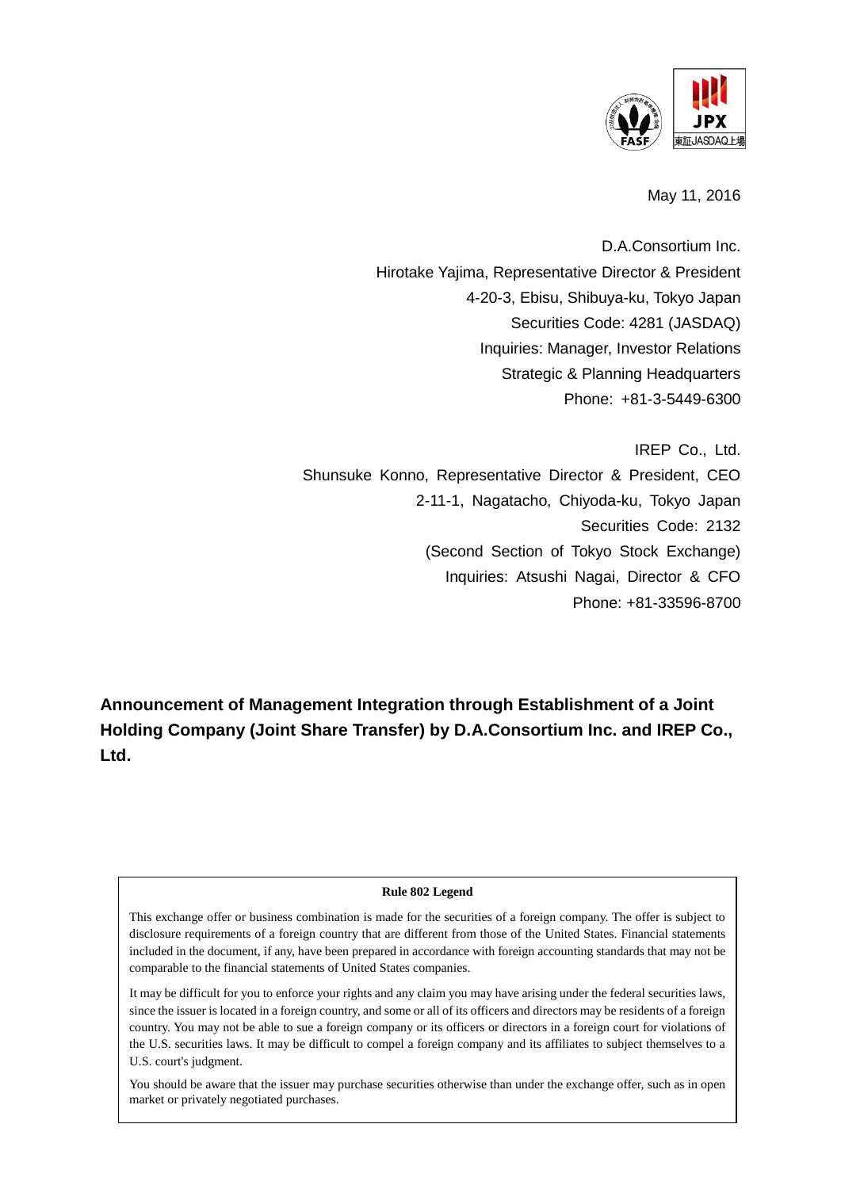May 11, 2016

D.A.Consortium Inc.
Hirotake Yajima, Representative Director & President
4-20-3, Ebisu, Shibuya-ku, Tokyo Japan
Securities Code: 4281 (JASDAQ)
Inquiries: Manager, Investor Relations
Strategic & Planning Headquarters
Phone: +81-3-5449-6300

IREP Co., Ltd.
Shunsuke Konno, Representative Director & President, CEO
2-11-1, Nagatacho, Chiyoda-ku, Tokyo Japan
Securities Code: 2132
(Second Section of Tokyo Stock Exchange)
Inquiries: Atsushi Nagai, Director & CFO
Phone: +81-33596-8700

# Announcement of Management Integration through Establishment of a Joint Holding Company (Joint Share Transfer) by D.A.Consortium Inc. and IREP Co., Ltd.

**Rule 802 Legend**

This exchange offer or business combination is made for the securities of a foreign company. The offer is subject to disclosure requirements of a foreign country that are different from those of the United States. Financial statements included in the document, if any, have been prepared in accordance with foreign accounting standards that may not be comparable to the financial statements of United States companies.

It may be difficult for you to enforce your rights and any claim you may have arising under the federal securities laws, since the issuer is located in a foreign country, and some or all of its officers and directors may be residents of a foreign country. You may not be able to sue a foreign company or its officers or directors in a foreign court for violations of the U.S. securities laws. It may be difficult to compel a foreign company and its affiliates to subject themselves to a U.S. court's judgment.

You should be aware that the issuer may purchase securities otherwise than under the exchange offer, such as in open market or privately negotiated purchases.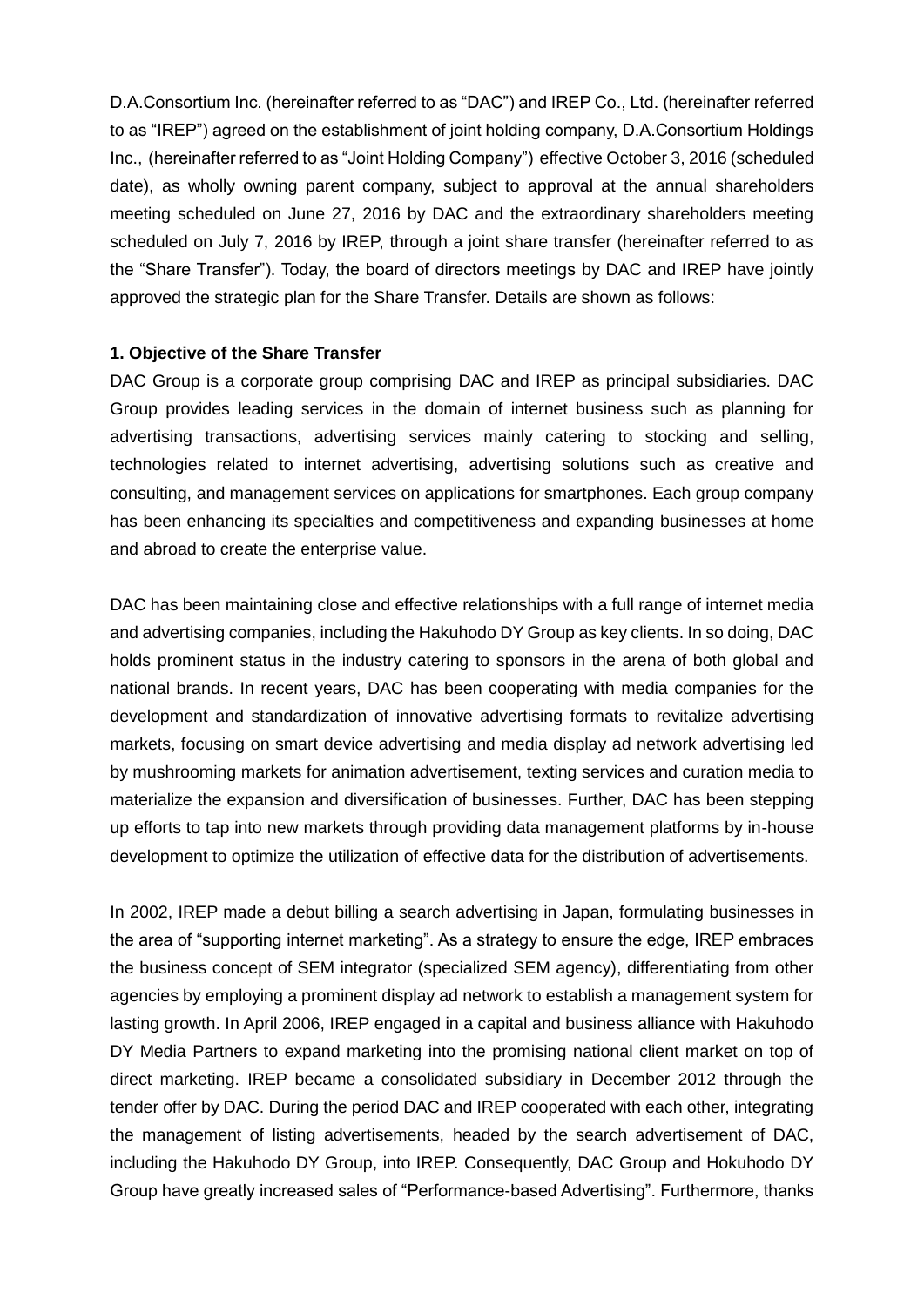D.A.Consortium Inc. (hereinafter referred to as "DAC") and IREP Co., Ltd. (hereinafter referred to as "IREP") agreed on the establishment of joint holding company, D.A.Consortium Holdings Inc., (hereinafter referred to as "Joint Holding Company") effective October 3, 2016 (scheduled date), as wholly owning parent company, subject to approval at the annual shareholders meeting scheduled on June 27, 2016 by DAC and the extraordinary shareholders meeting scheduled on July 7, 2016 by IREP, through a joint share transfer (hereinafter referred to as the "Share Transfer"). Today, the board of directors meetings by DAC and IREP have jointly approved the strategic plan for the Share Transfer. Details are shown as follows:

**1. Objective of the Share Transfer**

DAC Group is a corporate group comprising DAC and IREP as principal subsidiaries. DAC Group provides leading services in the domain of internet business such as planning for advertising transactions, advertising services mainly catering to stocking and selling, technologies related to internet advertising, advertising solutions such as creative and consulting, and management services on applications for smartphones. Each group company has been enhancing its specialties and competitiveness and expanding businesses at home and abroad to create the enterprise value.

DAC has been maintaining close and effective relationships with a full range of internet media and advertising companies, including the Hakuhodo DY Group as key clients. In so doing, DAC holds prominent status in the industry catering to sponsors in the arena of both global and national brands. In recent years, DAC has been cooperating with media companies for the development and standardization of innovative advertising formats to revitalize advertising markets, focusing on smart device advertising and media display ad network advertising led by mushrooming markets for animation advertisement, texting services and curation media to materialize the expansion and diversification of businesses. Further, DAC has been stepping up efforts to tap into new markets through providing data management platforms by in-house development to optimize the utilization of effective data for the distribution of advertisements.

In 2002, IREP made a debut billing a search advertising in Japan, formulating businesses in the area of "supporting internet marketing". As a strategy to ensure the edge, IREP embraces the business concept of SEM integrator (specialized SEM agency), differentiating from other agencies by employing a prominent display ad network to establish a management system for lasting growth. In April 2006, IREP engaged in a capital and business alliance with Hakuhodo DY Media Partners to expand marketing into the promising national client market on top of direct marketing. IREP became a consolidated subsidiary in December 2012 through the tender offer by DAC. During the period DAC and IREP cooperated with each other, integrating the management of listing advertisements, headed by the search advertisement of DAC, including the Hakuhodo DY Group, into IREP. Consequently, DAC Group and Hokuhodo DY Group have greatly increased sales of "Performance-based Advertising". Furthermore, thanks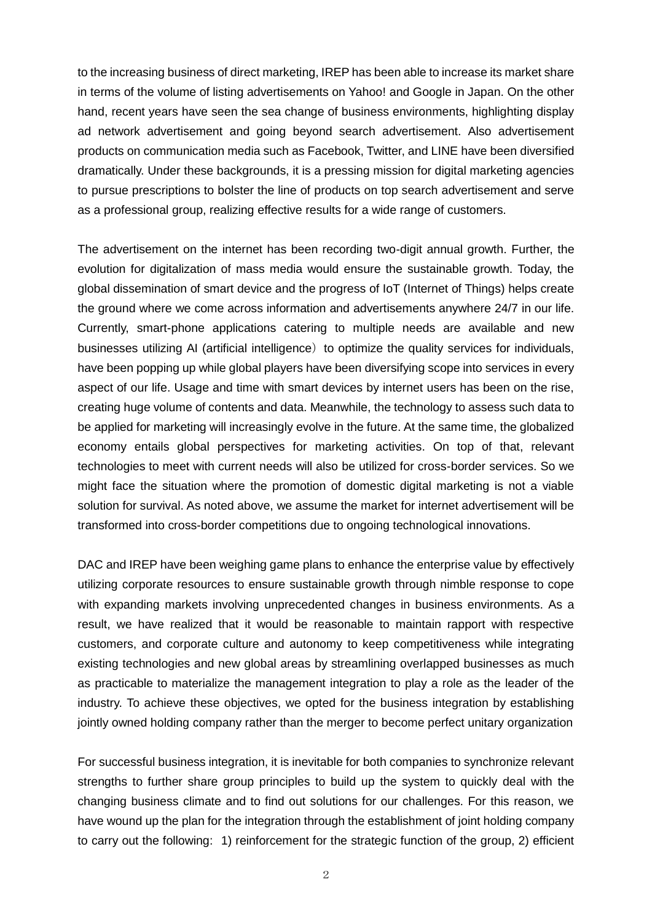to the increasing business of direct marketing, IREP has been able to increase its market share in terms of the volume of listing advertisements on Yahoo! and Google in Japan. On the other hand, recent years have seen the sea change of business environments, highlighting display ad network advertisement and going beyond search advertisement. Also advertisement products on communication media such as Facebook, Twitter, and LINE have been diversified dramatically. Under these backgrounds, it is a pressing mission for digital marketing agencies to pursue prescriptions to bolster the line of products on top search advertisement and serve as a professional group, realizing effective results for a wide range of customers.

The advertisement on the internet has been recording two-digit annual growth. Further, the evolution for digitalization of mass media would ensure the sustainable growth. Today, the global dissemination of smart device and the progress of IoT (Internet of Things) helps create the ground where we come across information and advertisements anywhere 24/7 in our life. Currently, smart-phone applications catering to multiple needs are available and new businesses utilizing AI (artificial intelligence) to optimize the quality services for individuals, have been popping up while global players have been diversifying scope into services in every aspect of our life. Usage and time with smart devices by internet users has been on the rise, creating huge volume of contents and data. Meanwhile, the technology to assess such data to be applied for marketing will increasingly evolve in the future. At the same time, the globalized economy entails global perspectives for marketing activities. On top of that, relevant technologies to meet with current needs will also be utilized for cross-border services. So we might face the situation where the promotion of domestic digital marketing is not a viable solution for survival. As noted above, we assume the market for internet advertisement will be transformed into cross-border competitions due to ongoing technological innovations.

DAC and IREP have been weighing game plans to enhance the enterprise value by effectively utilizing corporate resources to ensure sustainable growth through nimble response to cope with expanding markets involving unprecedented changes in business environments. As a result, we have realized that it would be reasonable to maintain rapport with respective customers, and corporate culture and autonomy to keep competitiveness while integrating existing technologies and new global areas by streamlining overlapped businesses as much as practicable to materialize the management integration to play a role as the leader of the industry. To achieve these objectives, we opted for the business integration by establishing jointly owned holding company rather than the merger to become perfect unitary organization

For successful business integration, it is inevitable for both companies to synchronize relevant strengths to further share group principles to build up the system to quickly deal with the changing business climate and to find out solutions for our challenges. For this reason, we have wound up the plan for the integration through the establishment of joint holding company to carry out the following: 1) reinforcement for the strategic function of the group, 2) efficient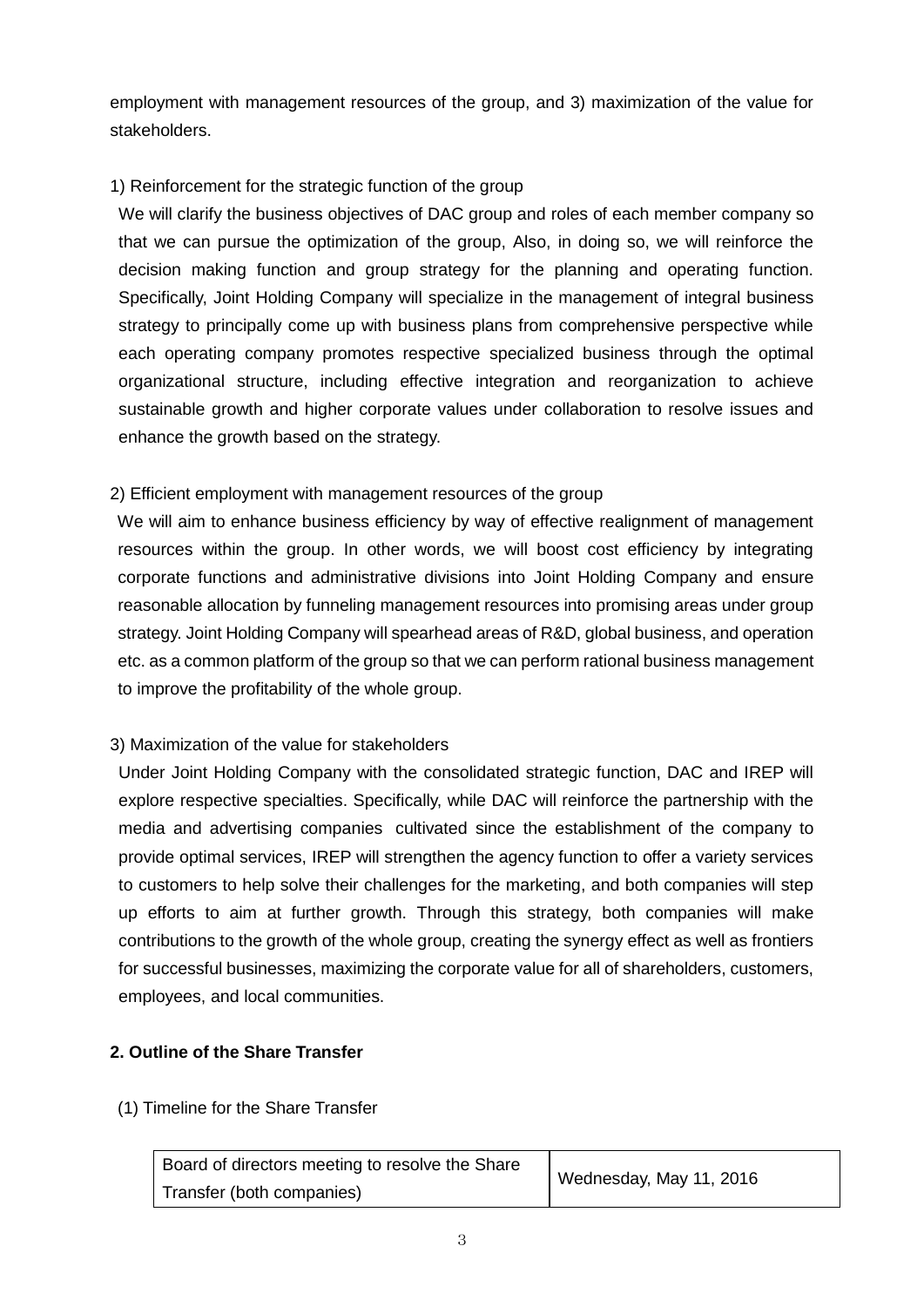employment with management resources of the group, and 3) maximization of the value for stakeholders.

1) Reinforcement for the strategic function of the group

We will clarify the business objectives of DAC group and roles of each member company so that we can pursue the optimization of the group, Also, in doing so, we will reinforce the decision making function and group strategy for the planning and operating function. Specifically, Joint Holding Company will specialize in the management of integral business strategy to principally come up with business plans from comprehensive perspective while each operating company promotes respective specialized business through the optimal organizational structure, including effective integration and reorganization to achieve sustainable growth and higher corporate values under collaboration to resolve issues and enhance the growth based on the strategy.

2) Efficient employment with management resources of the group

We will aim to enhance business efficiency by way of effective realignment of management resources within the group. In other words, we will boost cost efficiency by integrating corporate functions and administrative divisions into Joint Holding Company and ensure reasonable allocation by funneling management resources into promising areas under group strategy. Joint Holding Company will spearhead areas of R&D, global business, and operation etc. as a common platform of the group so that we can perform rational business management to improve the profitability of the whole group.

3) Maximization of the value for stakeholders

Under Joint Holding Company with the consolidated strategic function, DAC and IREP will explore respective specialties. Specifically, while DAC will reinforce the partnership with the media and advertising companies cultivated since the establishment of the company to provide optimal services, IREP will strengthen the agency function to offer a variety services to customers to help solve their challenges for the marketing, and both companies will step up efforts to aim at further growth. Through this strategy, both companies will make contributions to the growth of the whole group, creating the synergy effect as well as frontiers for successful businesses, maximizing the corporate value for all of shareholders, customers, employees, and local communities.

**2. Outline of the Share Transfer**

(1) Timeline for the Share Transfer

| | |
|---|---|
| Board of directors meeting to resolve the Share Transfer (both companies) | Wednesday, May 11, 2016 |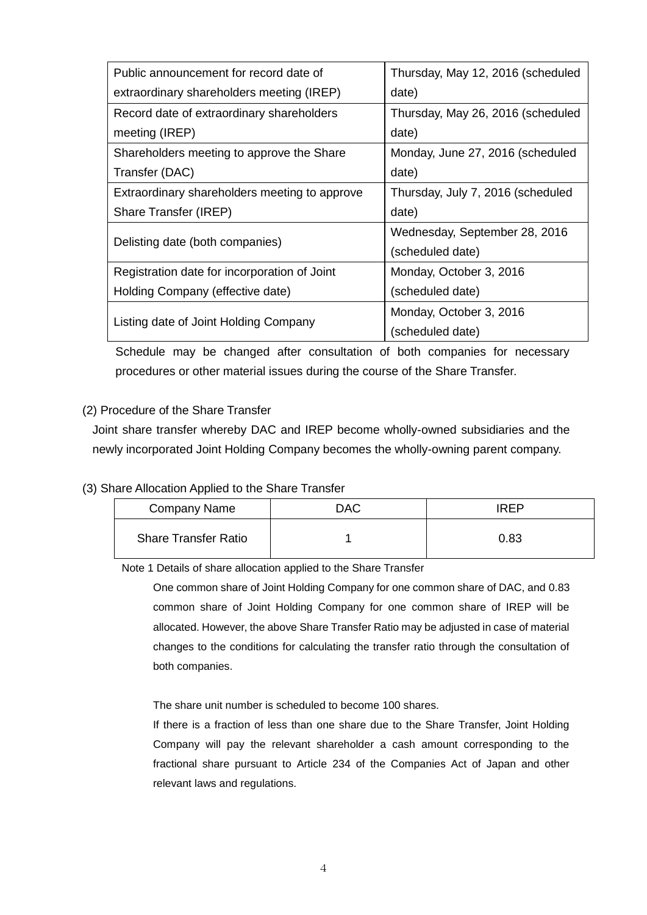| Public announcement for record date of extraordinary shareholders meeting (IREP) | Thursday, May 12, 2016 (scheduled date) |
|---|---|
| Record date of extraordinary shareholders meeting (IREP) | Thursday, May 26, 2016 (scheduled date) |
| Shareholders meeting to approve the Share Transfer (DAC) | Monday, June 27, 2016 (scheduled date) |
| Extraordinary shareholders meeting to approve Share Transfer (IREP) | Thursday, July 7, 2016 (scheduled date) |
| Delisting date (both companies) | Wednesday, September 28, 2016 (scheduled date) |
| Registration date for incorporation of Joint Holding Company (effective date) | Monday, October 3, 2016 (scheduled date) |
| Listing date of Joint Holding Company | Monday, October 3, 2016 (scheduled date) |

Schedule may be changed after consultation of both companies for necessary procedures or other material issues during the course of the Share Transfer.

(2) Procedure of the Share Transfer

Joint share transfer whereby DAC and IREP become wholly-owned subsidiaries and the newly incorporated Joint Holding Company becomes the wholly-owning parent company.

(3) Share Allocation Applied to the Share Transfer

| Company Name | DAC | IREP |
|---|---|---|
| Share Transfer Ratio | 1 | 0.83 |

Note 1 Details of share allocation applied to the Share Transfer

One common share of Joint Holding Company for one common share of DAC, and 0.83 common share of Joint Holding Company for one common share of IREP will be allocated. However, the above Share Transfer Ratio may be adjusted in case of material changes to the conditions for calculating the transfer ratio through the consultation of both companies.

The share unit number is scheduled to become 100 shares.

If there is a fraction of less than one share due to the Share Transfer, Joint Holding Company will pay the relevant shareholder a cash amount corresponding to the fractional share pursuant to Article 234 of the Companies Act of Japan and other relevant laws and regulations.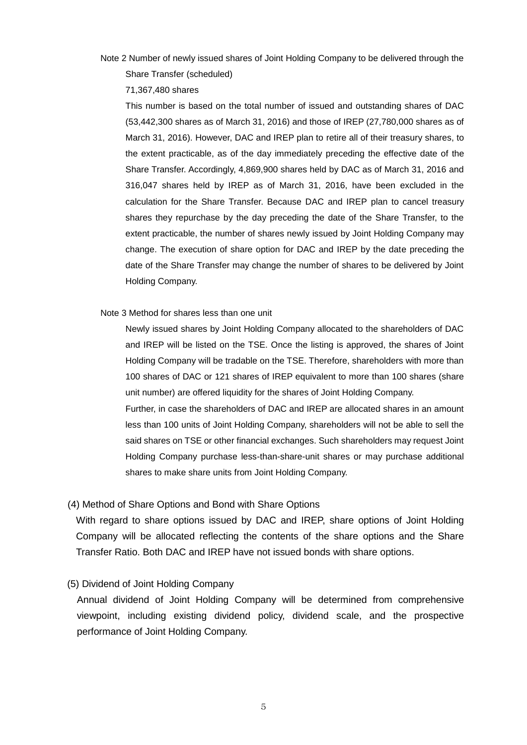Note 2 Number of newly issued shares of Joint Holding Company to be delivered through the Share Transfer (scheduled)

71,367,480 shares

This number is based on the total number of issued and outstanding shares of DAC (53,442,300 shares as of March 31, 2016) and those of IREP (27,780,000 shares as of March 31, 2016). However, DAC and IREP plan to retire all of their treasury shares, to the extent practicable, as of the day immediately preceding the effective date of the Share Transfer. Accordingly, 4,869,900 shares held by DAC as of March 31, 2016 and 316,047 shares held by IREP as of March 31, 2016, have been excluded in the calculation for the Share Transfer. Because DAC and IREP plan to cancel treasury shares they repurchase by the day preceding the date of the Share Transfer, to the extent practicable, the number of shares newly issued by Joint Holding Company may change. The execution of share option for DAC and IREP by the date preceding the date of the Share Transfer may change the number of shares to be delivered by Joint Holding Company.

Note 3 Method for shares less than one unit

Newly issued shares by Joint Holding Company allocated to the shareholders of DAC and IREP will be listed on the TSE. Once the listing is approved, the shares of Joint Holding Company will be tradable on the TSE. Therefore, shareholders with more than 100 shares of DAC or 121 shares of IREP equivalent to more than 100 shares (share unit number) are offered liquidity for the shares of Joint Holding Company.

Further, in case the shareholders of DAC and IREP are allocated shares in an amount less than 100 units of Joint Holding Company, shareholders will not be able to sell the said shares on TSE or other financial exchanges. Such shareholders may request Joint Holding Company purchase less-than-share-unit shares or may purchase additional shares to make share units from Joint Holding Company.

(4) Method of Share Options and Bond with Share Options

With regard to share options issued by DAC and IREP, share options of Joint Holding Company will be allocated reflecting the contents of the share options and the Share Transfer Ratio. Both DAC and IREP have not issued bonds with share options.

(5) Dividend of Joint Holding Company

Annual dividend of Joint Holding Company will be determined from comprehensive viewpoint, including existing dividend policy, dividend scale, and the prospective performance of Joint Holding Company.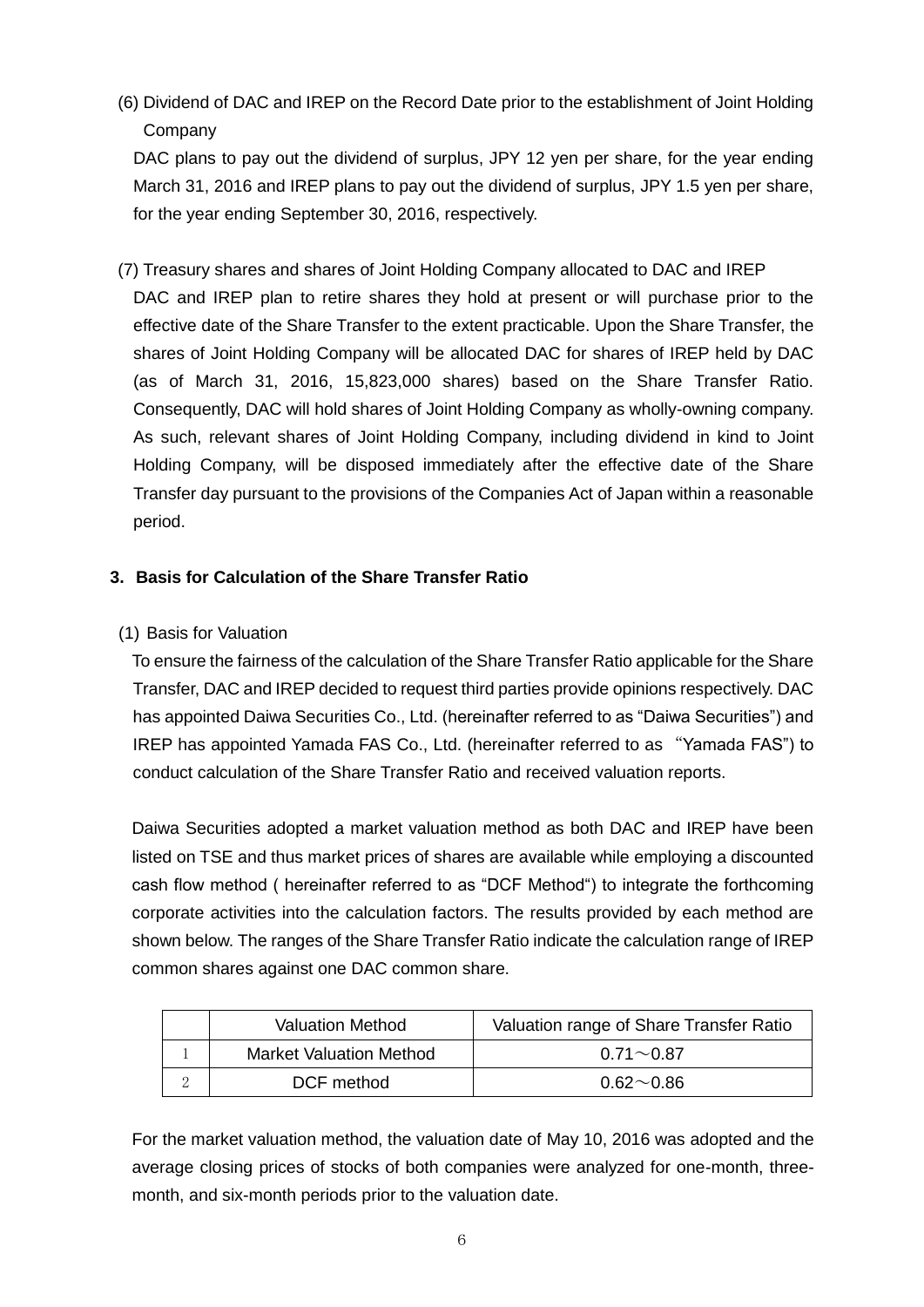(6) Dividend of DAC and IREP on the Record Date prior to the establishment of Joint Holding Company

DAC plans to pay out the dividend of surplus, JPY 12 yen per share, for the year ending March 31, 2016 and IREP plans to pay out the dividend of surplus, JPY 1.5 yen per share, for the year ending September 30, 2016, respectively.

(7) Treasury shares and shares of Joint Holding Company allocated to DAC and IREP

DAC and IREP plan to retire shares they hold at present or will purchase prior to the effective date of the Share Transfer to the extent practicable. Upon the Share Transfer, the shares of Joint Holding Company will be allocated DAC for shares of IREP held by DAC (as of March 31, 2016, 15,823,000 shares) based on the Share Transfer Ratio. Consequently, DAC will hold shares of Joint Holding Company as wholly-owning company. As such, relevant shares of Joint Holding Company, including dividend in kind to Joint Holding Company, will be disposed immediately after the effective date of the Share Transfer day pursuant to the provisions of the Companies Act of Japan within a reasonable period.

## 3. Basis for Calculation of the Share Transfer Ratio

(1) Basis for Valuation

To ensure the fairness of the calculation of the Share Transfer Ratio applicable for the Share Transfer, DAC and IREP decided to request third parties provide opinions respectively. DAC has appointed Daiwa Securities Co., Ltd. (hereinafter referred to as "Daiwa Securities") and IREP has appointed Yamada FAS Co., Ltd. (hereinafter referred to as "Yamada FAS") to conduct calculation of the Share Transfer Ratio and received valuation reports.

Daiwa Securities adopted a market valuation method as both DAC and IREP have been listed on TSE and thus market prices of shares are available while employing a discounted cash flow method ( hereinafter referred to as "DCF Method") to integrate the forthcoming corporate activities into the calculation factors. The results provided by each method are shown below. The ranges of the Share Transfer Ratio indicate the calculation range of IREP common shares against one DAC common share.

| | Valuation Method | Valuation range of Share Transfer Ratio |
|---|---|---|
| 1 | Market Valuation Method | 0.71～0.87 |
| 2 | DCF method | 0.62～0.86 |

For the market valuation method, the valuation date of May 10, 2016 was adopted and the average closing prices of stocks of both companies were analyzed for one-month, three-month, and six-month periods prior to the valuation date.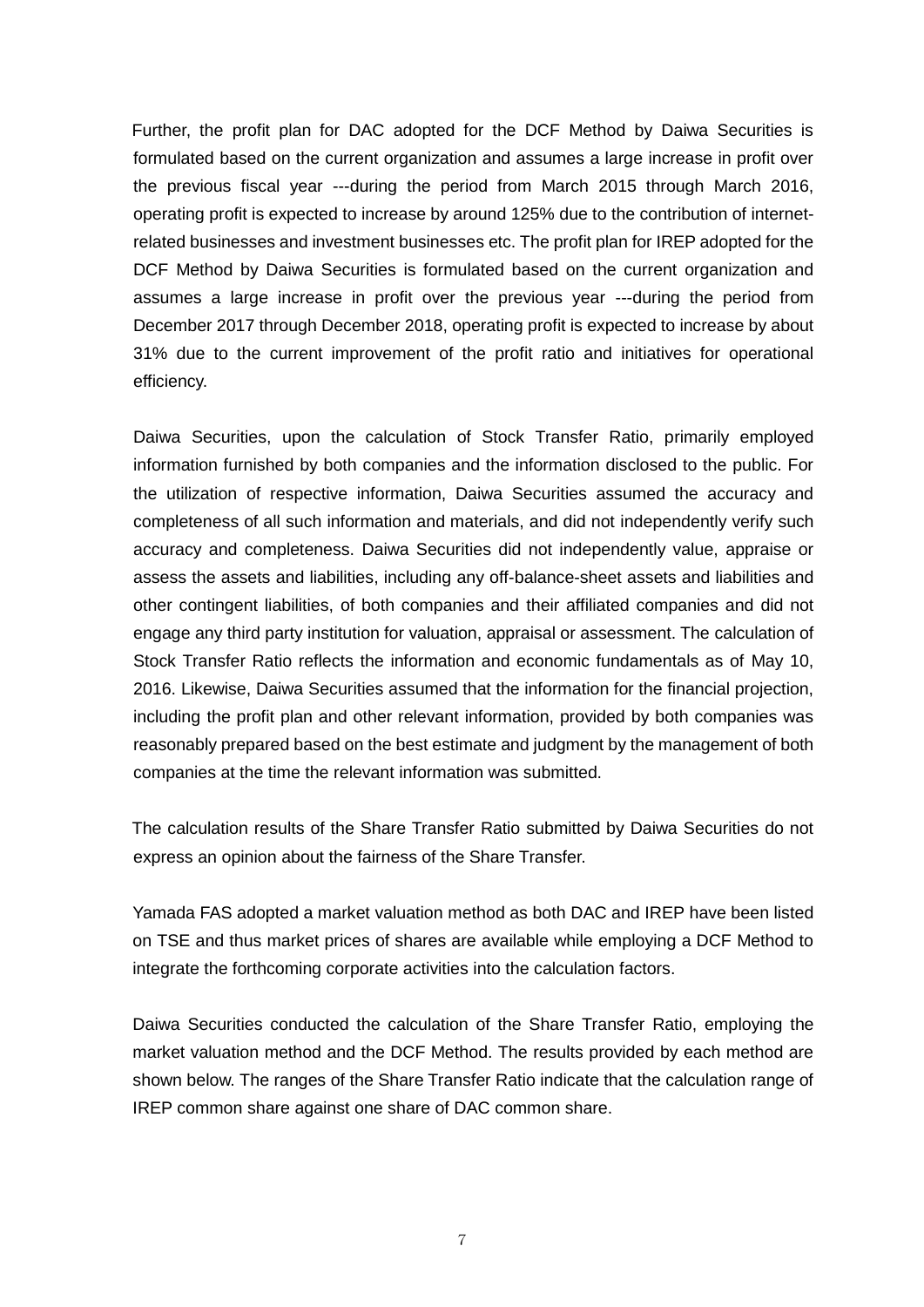Further, the profit plan for DAC adopted for the DCF Method by Daiwa Securities is formulated based on the current organization and assumes a large increase in profit over the previous fiscal year ---during the period from March 2015 through March 2016, operating profit is expected to increase by around 125% due to the contribution of internet-related businesses and investment businesses etc. The profit plan for IREP adopted for the DCF Method by Daiwa Securities is formulated based on the current organization and assumes a large increase in profit over the previous year ---during the period from December 2017 through December 2018, operating profit is expected to increase by about 31% due to the current improvement of the profit ratio and initiatives for operational efficiency.

Daiwa Securities, upon the calculation of Stock Transfer Ratio, primarily employed information furnished by both companies and the information disclosed to the public. For the utilization of respective information, Daiwa Securities assumed the accuracy and completeness of all such information and materials, and did not independently verify such accuracy and completeness. Daiwa Securities did not independently value, appraise or assess the assets and liabilities, including any off-balance-sheet assets and liabilities and other contingent liabilities, of both companies and their affiliated companies and did not engage any third party institution for valuation, appraisal or assessment. The calculation of Stock Transfer Ratio reflects the information and economic fundamentals as of May 10, 2016. Likewise, Daiwa Securities assumed that the information for the financial projection, including the profit plan and other relevant information, provided by both companies was reasonably prepared based on the best estimate and judgment by the management of both companies at the time the relevant information was submitted.

The calculation results of the Share Transfer Ratio submitted by Daiwa Securities do not express an opinion about the fairness of the Share Transfer.

Yamada FAS adopted a market valuation method as both DAC and IREP have been listed on TSE and thus market prices of shares are available while employing a DCF Method to integrate the forthcoming corporate activities into the calculation factors.

Daiwa Securities conducted the calculation of the Share Transfer Ratio, employing the market valuation method and the DCF Method. The results provided by each method are shown below. The ranges of the Share Transfer Ratio indicate that the calculation range of IREP common share against one share of DAC common share.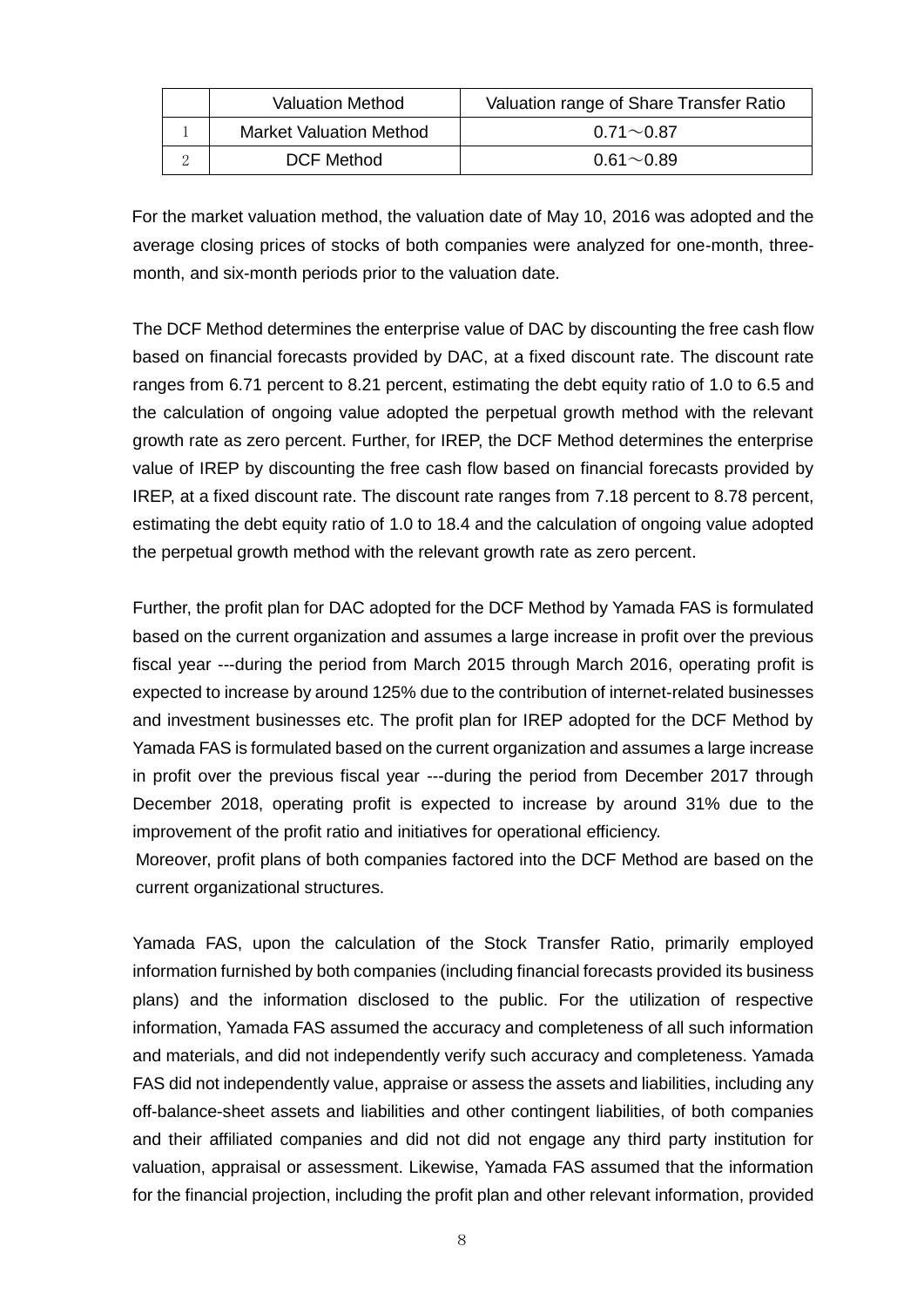|  | Valuation Method | Valuation range of Share Transfer Ratio |
|---|---|---|
| 1 | Market Valuation Method | 0.71～0.87 |
| 2 | DCF Method | 0.61～0.89 |

For the market valuation method, the valuation date of May 10, 2016 was adopted and the average closing prices of stocks of both companies were analyzed for one-month, three-month, and six-month periods prior to the valuation date.

The DCF Method determines the enterprise value of DAC by discounting the free cash flow based on financial forecasts provided by DAC, at a fixed discount rate. The discount rate ranges from 6.71 percent to 8.21 percent, estimating the debt equity ratio of 1.0 to 6.5 and the calculation of ongoing value adopted the perpetual growth method with the relevant growth rate as zero percent. Further, for IREP, the DCF Method determines the enterprise value of IREP by discounting the free cash flow based on financial forecasts provided by IREP, at a fixed discount rate. The discount rate ranges from 7.18 percent to 8.78 percent, estimating the debt equity ratio of 1.0 to 18.4 and the calculation of ongoing value adopted the perpetual growth method with the relevant growth rate as zero percent.

Further, the profit plan for DAC adopted for the DCF Method by Yamada FAS is formulated based on the current organization and assumes a large increase in profit over the previous fiscal year ---during the period from March 2015 through March 2016, operating profit is expected to increase by around 125% due to the contribution of internet-related businesses and investment businesses etc. The profit plan for IREP adopted for the DCF Method by Yamada FAS is formulated based on the current organization and assumes a large increase in profit over the previous fiscal year ---during the period from December 2017 through December 2018, operating profit is expected to increase by around 31% due to the improvement of the profit ratio and initiatives for operational efficiency.
Moreover, profit plans of both companies factored into the DCF Method are based on the current organizational structures.

Yamada FAS, upon the calculation of the Stock Transfer Ratio, primarily employed information furnished by both companies (including financial forecasts provided its business plans) and the information disclosed to the public. For the utilization of respective information, Yamada FAS assumed the accuracy and completeness of all such information and materials, and did not independently verify such accuracy and completeness. Yamada FAS did not independently value, appraise or assess the assets and liabilities, including any off-balance-sheet assets and liabilities and other contingent liabilities, of both companies and their affiliated companies and did not did not engage any third party institution for valuation, appraisal or assessment. Likewise, Yamada FAS assumed that the information for the financial projection, including the profit plan and other relevant information, provided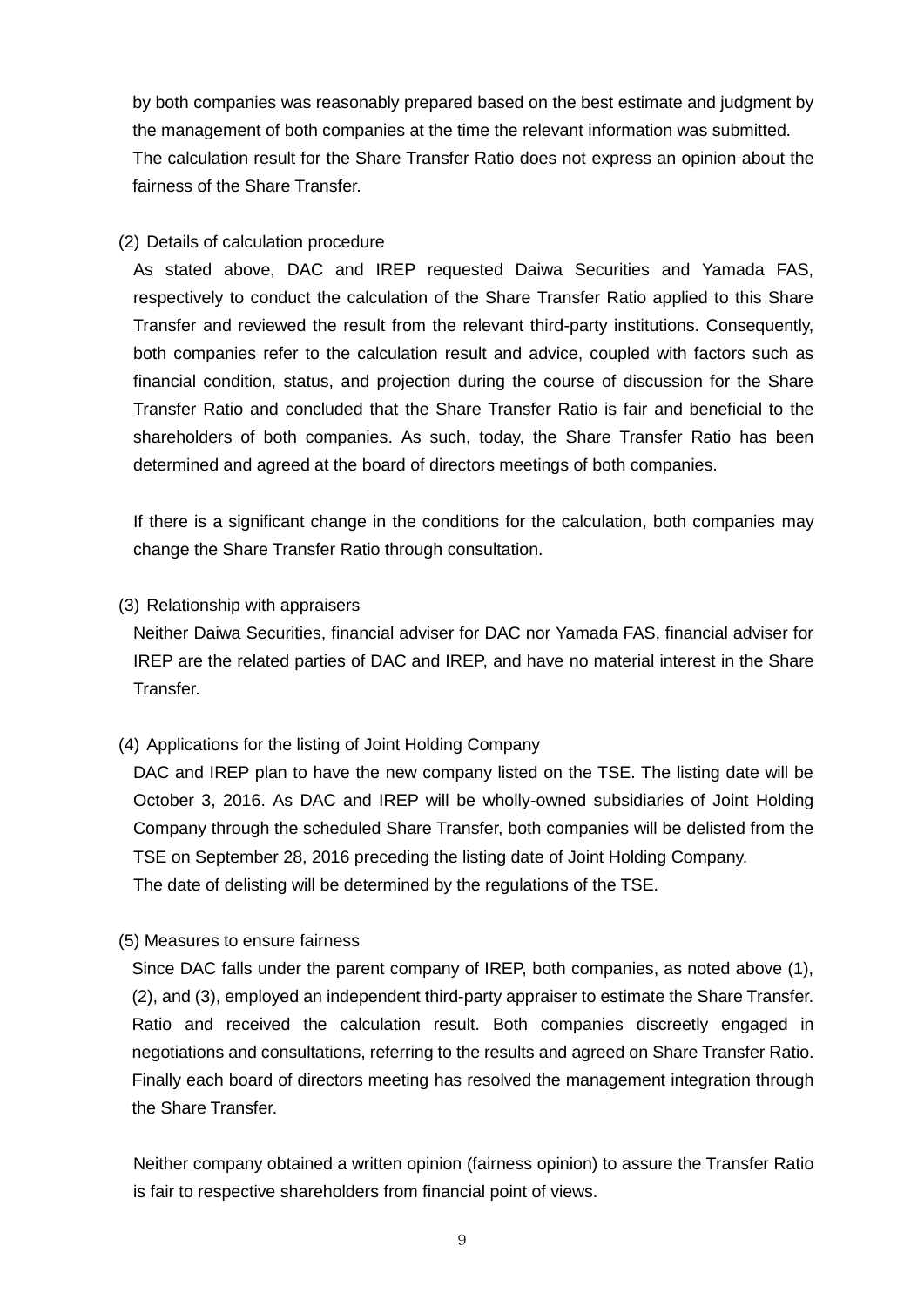by both companies was reasonably prepared based on the best estimate and judgment by the management of both companies at the time the relevant information was submitted.
The calculation result for the Share Transfer Ratio does not express an opinion about the fairness of the Share Transfer.

(2) Details of calculation procedure

As stated above, DAC and IREP requested Daiwa Securities and Yamada FAS, respectively to conduct the calculation of the Share Transfer Ratio applied to this Share Transfer and reviewed the result from the relevant third-party institutions. Consequently, both companies refer to the calculation result and advice, coupled with factors such as financial condition, status, and projection during the course of discussion for the Share Transfer Ratio and concluded that the Share Transfer Ratio is fair and beneficial to the shareholders of both companies. As such, today, the Share Transfer Ratio has been determined and agreed at the board of directors meetings of both companies.

If there is a significant change in the conditions for the calculation, both companies may change the Share Transfer Ratio through consultation.

(3) Relationship with appraisers

Neither Daiwa Securities, financial adviser for DAC nor Yamada FAS, financial adviser for IREP are the related parties of DAC and IREP, and have no material interest in the Share Transfer.

(4) Applications for the listing of Joint Holding Company

DAC and IREP plan to have the new company listed on the TSE. The listing date will be October 3, 2016. As DAC and IREP will be wholly-owned subsidiaries of Joint Holding Company through the scheduled Share Transfer, both companies will be delisted from the TSE on September 28, 2016 preceding the listing date of Joint Holding Company.
The date of delisting will be determined by the regulations of the TSE.

(5) Measures to ensure fairness

Since DAC falls under the parent company of IREP, both companies, as noted above (1), (2), and (3), employed an independent third-party appraiser to estimate the Share Transfer. Ratio and received the calculation result. Both companies discreetly engaged in negotiations and consultations, referring to the results and agreed on Share Transfer Ratio. Finally each board of directors meeting has resolved the management integration through the Share Transfer.

Neither company obtained a written opinion (fairness opinion) to assure the Transfer Ratio is fair to respective shareholders from financial point of views.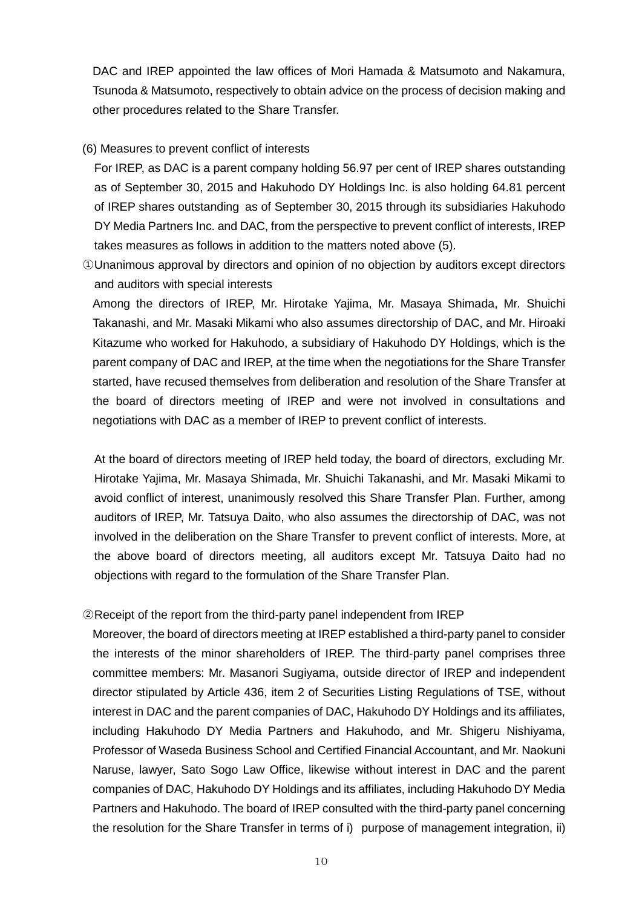DAC and IREP appointed the law offices of Mori Hamada & Matsumoto and Nakamura, Tsunoda & Matsumoto, respectively to obtain advice on the process of decision making and other procedures related to the Share Transfer.

(6) Measures to prevent conflict of interests

For IREP, as DAC is a parent company holding 56.97 per cent of IREP shares outstanding as of September 30, 2015 and Hakuhodo DY Holdings Inc. is also holding 64.81 percent of IREP shares outstanding as of September 30, 2015 through its subsidiaries Hakuhodo DY Media Partners Inc. and DAC, from the perspective to prevent conflict of interests, IREP takes measures as follows in addition to the matters noted above (5).

①Unanimous approval by directors and opinion of no objection by auditors except directors and auditors with special interests

Among the directors of IREP, Mr. Hirotake Yajima, Mr. Masaya Shimada, Mr. Shuichi Takanashi, and Mr. Masaki Mikami who also assumes directorship of DAC, and Mr. Hiroaki Kitazume who worked for Hakuhodo, a subsidiary of Hakuhodo DY Holdings, which is the parent company of DAC and IREP, at the time when the negotiations for the Share Transfer started, have recused themselves from deliberation and resolution of the Share Transfer at the board of directors meeting of IREP and were not involved in consultations and negotiations with DAC as a member of IREP to prevent conflict of interests.

At the board of directors meeting of IREP held today, the board of directors, excluding Mr. Hirotake Yajima, Mr. Masaya Shimada, Mr. Shuichi Takanashi, and Mr. Masaki Mikami to avoid conflict of interest, unanimously resolved this Share Transfer Plan. Further, among auditors of IREP, Mr. Tatsuya Daito, who also assumes the directorship of DAC, was not involved in the deliberation on the Share Transfer to prevent conflict of interests. More, at the above board of directors meeting, all auditors except Mr. Tatsuya Daito had no objections with regard to the formulation of the Share Transfer Plan.

②Receipt of the report from the third-party panel independent from IREP

Moreover, the board of directors meeting at IREP established a third-party panel to consider the interests of the minor shareholders of IREP. The third-party panel comprises three committee members: Mr. Masanori Sugiyama, outside director of IREP and independent director stipulated by Article 436, item 2 of Securities Listing Regulations of TSE, without interest in DAC and the parent companies of DAC, Hakuhodo DY Holdings and its affiliates, including Hakuhodo DY Media Partners and Hakuhodo, and Mr. Shigeru Nishiyama, Professor of Waseda Business School and Certified Financial Accountant, and Mr. Naokuni Naruse, lawyer, Sato Sogo Law Office, likewise without interest in DAC and the parent companies of DAC, Hakuhodo DY Holdings and its affiliates, including Hakuhodo DY Media Partners and Hakuhodo. The board of IREP consulted with the third-party panel concerning the resolution for the Share Transfer in terms of i) purpose of management integration, ii)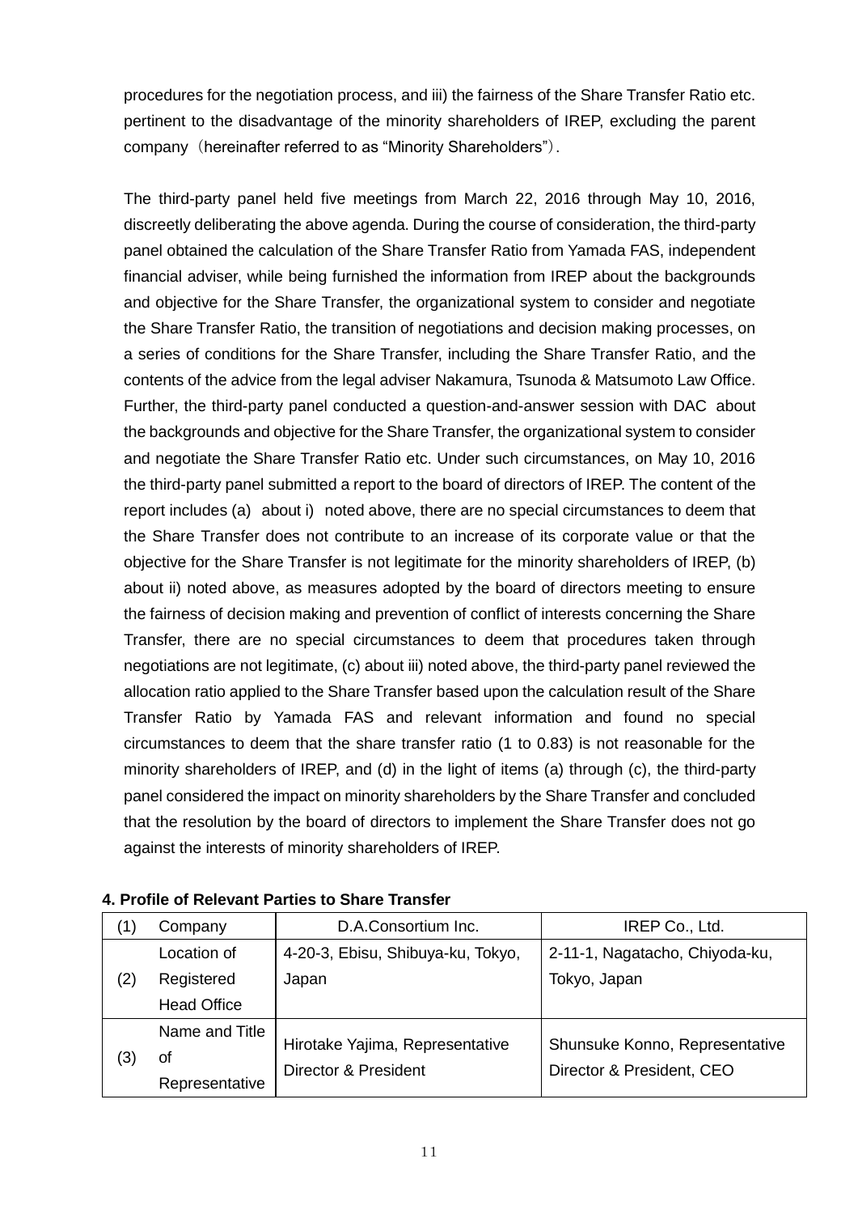procedures for the negotiation process, and iii) the fairness of the Share Transfer Ratio etc. pertinent to the disadvantage of the minority shareholders of IREP, excluding the parent company（hereinafter referred to as "Minority Shareholders"）.

The third-party panel held five meetings from March 22, 2016 through May 10, 2016, discreetly deliberating the above agenda. During the course of consideration, the third-party panel obtained the calculation of the Share Transfer Ratio from Yamada FAS, independent financial adviser, while being furnished the information from IREP about the backgrounds and objective for the Share Transfer, the organizational system to consider and negotiate the Share Transfer Ratio, the transition of negotiations and decision making processes, on a series of conditions for the Share Transfer, including the Share Transfer Ratio, and the contents of the advice from the legal adviser Nakamura, Tsunoda & Matsumoto Law Office. Further, the third-party panel conducted a question-and-answer session with DAC about the backgrounds and objective for the Share Transfer, the organizational system to consider and negotiate the Share Transfer Ratio etc. Under such circumstances, on May 10, 2016 the third-party panel submitted a report to the board of directors of IREP. The content of the report includes (a) about i) noted above, there are no special circumstances to deem that the Share Transfer does not contribute to an increase of its corporate value or that the objective for the Share Transfer is not legitimate for the minority shareholders of IREP, (b) about ii) noted above, as measures adopted by the board of directors meeting to ensure the fairness of decision making and prevention of conflict of interests concerning the Share Transfer, there are no special circumstances to deem that procedures taken through negotiations are not legitimate, (c) about iii) noted above, the third-party panel reviewed the allocation ratio applied to the Share Transfer based upon the calculation result of the Share Transfer Ratio by Yamada FAS and relevant information and found no special circumstances to deem that the share transfer ratio (1 to 0.83) is not reasonable for the minority shareholders of IREP, and (d) in the light of items (a) through (c), the third-party panel considered the impact on minority shareholders by the Share Transfer and concluded that the resolution by the board of directors to implement the Share Transfer does not go against the interests of minority shareholders of IREP.

**4. Profile of Relevant Parties to Share Transfer**

| (1) | Company | D.A.Consortium Inc. | IREP Co., Ltd. |
|---|---|---|---|
| (2) | Location of Registered Head Office | 4-20-3, Ebisu, Shibuya-ku, Tokyo, Japan | 2-11-1, Nagatacho, Chiyoda-ku, Tokyo, Japan |
| (3) | Name and Title of Representative | Hirotake Yajima, Representative Director & President | Shunsuke Konno, Representative Director & President, CEO |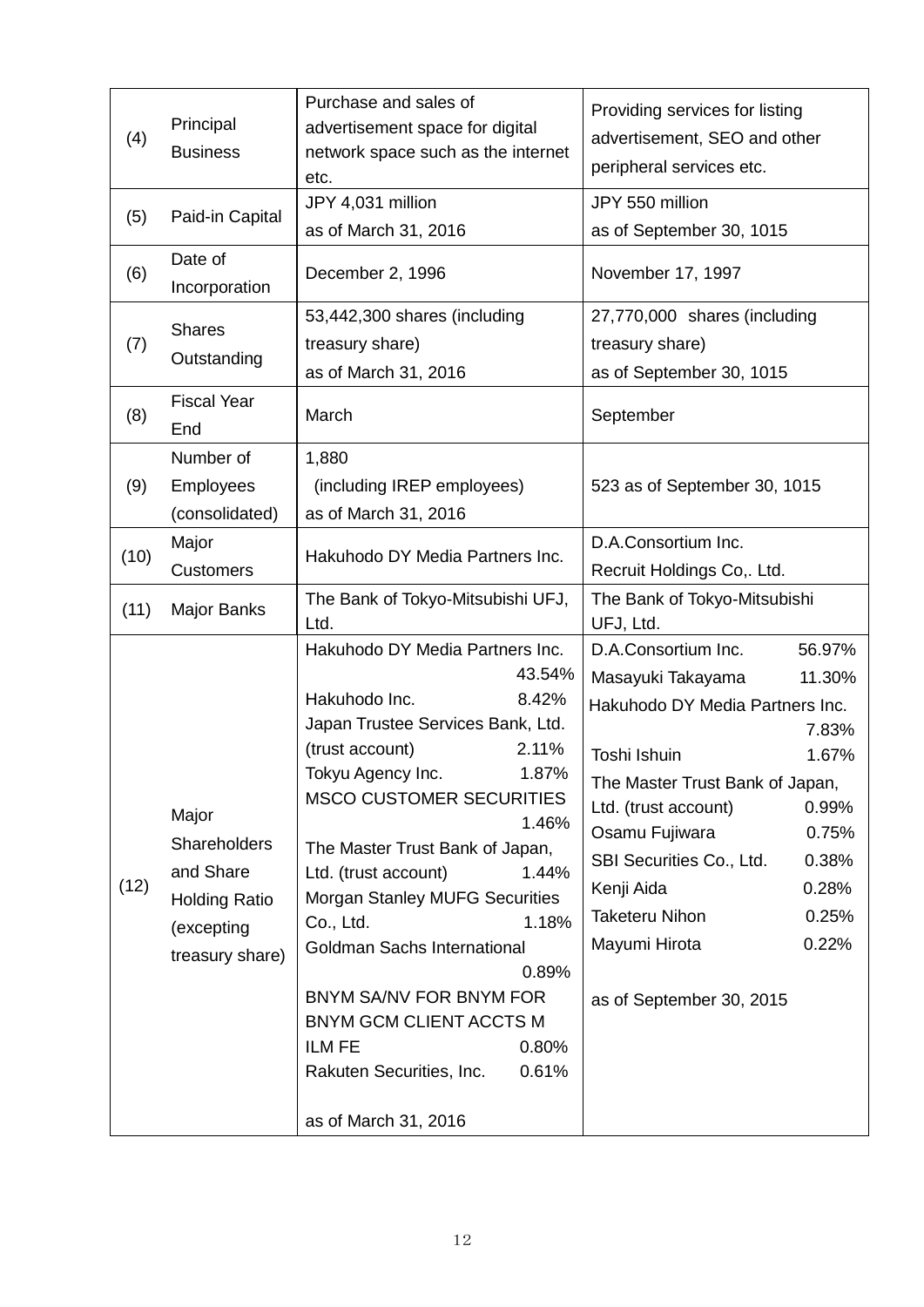| | | | |
|---|---|---|---|
| (4) | Principal Business | Purchase and sales of advertisement space for digital network space such as the internet etc. | Providing services for listing advertisement, SEO and other peripheral services etc. |
| (5) | Paid-in Capital | JPY 4,031 million<br>as of March 31, 2016 | JPY 550 million<br>as of September 30, 1015 |
| (6) | Date of Incorporation | December 2, 1996 | November 17, 1997 |
| (7) | Shares Outstanding | 53,442,300 shares (including treasury share)<br>as of March 31, 2016 | 27,770,000 shares (including treasury share)<br>as of September 30, 1015 |
| (8) | Fiscal Year End | March | September |
| (9) | Number of Employees (consolidated) | 1,880<br>(including IREP employees)<br>as of March 31, 2016 | 523 as of September 30, 1015 |
| (10) | Major Customers | Hakuhodo DY Media Partners Inc. | D.A.Consortium Inc.<br>Recruit Holdings Co,. Ltd. |
| (11) | Major Banks | The Bank of Tokyo-Mitsubishi UFJ, Ltd. | The Bank of Tokyo-Mitsubishi UFJ, Ltd. |
| (12) | Major Shareholders and Share Holding Ratio (excepting treasury share) | Hakuhodo DY Media Partners Inc. 43.54%<br>Hakuhodo Inc. 8.42%<br>Japan Trustee Services Bank, Ltd. (trust account) 2.11%<br>Tokyu Agency Inc. 1.87%<br>MSCO CUSTOMER SECURITIES 1.46%<br>The Master Trust Bank of Japan, Ltd. (trust account) 1.44%<br>Morgan Stanley MUFG Securities Co., Ltd. 1.18%<br>Goldman Sachs International 0.89%<br>BNYM SA/NV FOR BNYM FOR BNYM GCM CLIENT ACCTS M ILM FE 0.80%<br>Rakuten Securities, Inc. 0.61%<br><br>as of March 31, 2016 | D.A.Consortium Inc. 56.97%<br>Masayuki Takayama 11.30%<br>Hakuhodo DY Media Partners Inc. 7.83%<br>Toshi Ishuin 1.67%<br>The Master Trust Bank of Japan, Ltd. (trust account) 0.99%<br>Osamu Fujiwara 0.75%<br>SBI Securities Co., Ltd. 0.38%<br>Kenji Aida 0.28%<br>Taketeru Nihon 0.25%<br>Mayumi Hirota 0.22%<br><br>as of September 30, 2015 |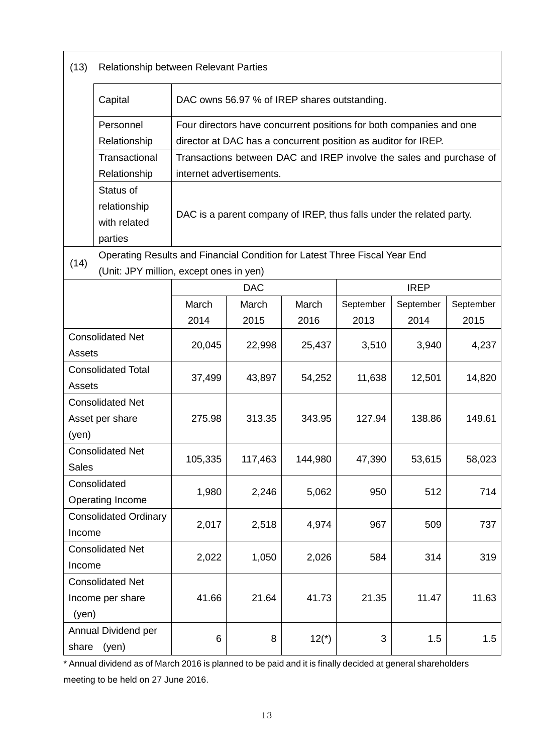| (13) | Relationship between Relevant Parties |
|---|---|
| Capital | DAC owns 56.97 % of IREP shares outstanding. |
| Personnel Relationship | Four directors have concurrent positions for both companies and one director at DAC has a concurrent position as auditor for IREP. |
| Transactional Relationship | Transactions between DAC and IREP involve the sales and purchase of internet advertisements. |
| Status of relationship with related parties | DAC is a parent company of IREP, thus falls under the related party. |

(14) Operating Results and Financial Condition for Latest Three Fiscal Year End
(Unit: JPY million, except ones in yen)

| | DAC | | | IREP | | |
|---|---|---|---|---|---|---|
| | March 2014 | March 2015 | March 2016 | September 2013 | September 2014 | September 2015 |
| Consolidated Net Assets | 20,045 | 22,998 | 25,437 | 3,510 | 3,940 | 4,237 |
| Consolidated Total Assets | 37,499 | 43,897 | 54,252 | 11,638 | 12,501 | 14,820 |
| Consolidated Net Asset per share (yen) | 275.98 | 313.35 | 343.95 | 127.94 | 138.86 | 149.61 |
| Consolidated Net Sales | 105,335 | 117,463 | 144,980 | 47,390 | 53,615 | 58,023 |
| Consolidated Operating Income | 1,980 | 2,246 | 5,062 | 950 | 512 | 714 |
| Consolidated Ordinary Income | 2,017 | 2,518 | 4,974 | 967 | 509 | 737 |
| Consolidated Net Income | 2,022 | 1,050 | 2,026 | 584 | 314 | 319 |
| Consolidated Net Income per share (yen) | 41.66 | 21.64 | 41.73 | 21.35 | 11.47 | 11.63 |
| Annual Dividend per share (yen) | 6 | 8 | 12(*) | 3 | 1.5 | 1.5 |

* Annual dividend as of March 2016 is planned to be paid and it is finally decided at general shareholders meeting to be held on 27 June 2016.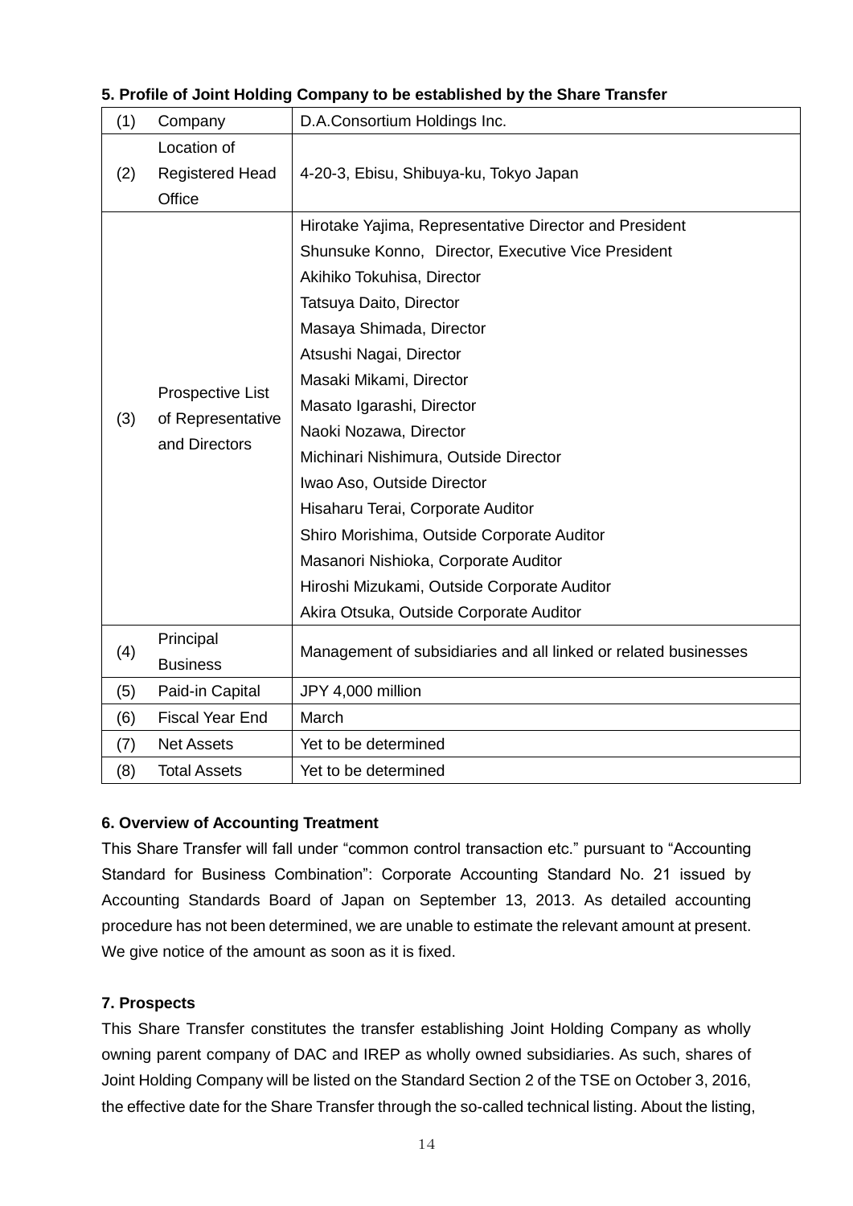**5. Profile of Joint Holding Company to be established by the Share Transfer**

| (1) | Company | D.A.Consortium Holdings Inc. |
|---|---|---|
| (2) | Location of Registered Head Office | 4-20-3, Ebisu, Shibuya-ku, Tokyo Japan |
| (3) | Prospective List of Representative and Directors | Hirotake Yajima, Representative Director and President<br>Shunsuke Konno, Director, Executive Vice President<br>Akihiko Tokuhisa, Director<br>Tatsuya Daito, Director<br>Masaya Shimada, Director<br>Atsushi Nagai, Director<br>Masaki Mikami, Director<br>Masato Igarashi, Director<br>Naoki Nozawa, Director<br>Michinari Nishimura, Outside Director<br>Iwao Aso, Outside Director<br>Hisaharu Terai, Corporate Auditor<br>Shiro Morishima, Outside Corporate Auditor<br>Masanori Nishioka, Corporate Auditor<br>Hiroshi Mizukami, Outside Corporate Auditor<br>Akira Otsuka, Outside Corporate Auditor |
| (4) | Principal Business | Management of subsidiaries and all linked or related businesses |
| (5) | Paid-in Capital | JPY 4,000 million |
| (6) | Fiscal Year End | March |
| (7) | Net Assets | Yet to be determined |
| (8) | Total Assets | Yet to be determined |

**6. Overview of Accounting Treatment**

This Share Transfer will fall under "common control transaction etc." pursuant to "Accounting Standard for Business Combination": Corporate Accounting Standard No. 21 issued by Accounting Standards Board of Japan on September 13, 2013. As detailed accounting procedure has not been determined, we are unable to estimate the relevant amount at present. We give notice of the amount as soon as it is fixed.

**7. Prospects**

This Share Transfer constitutes the transfer establishing Joint Holding Company as wholly owning parent company of DAC and IREP as wholly owned subsidiaries. As such, shares of Joint Holding Company will be listed on the Standard Section 2 of the TSE on October 3, 2016, the effective date for the Share Transfer through the so-called technical listing. About the listing,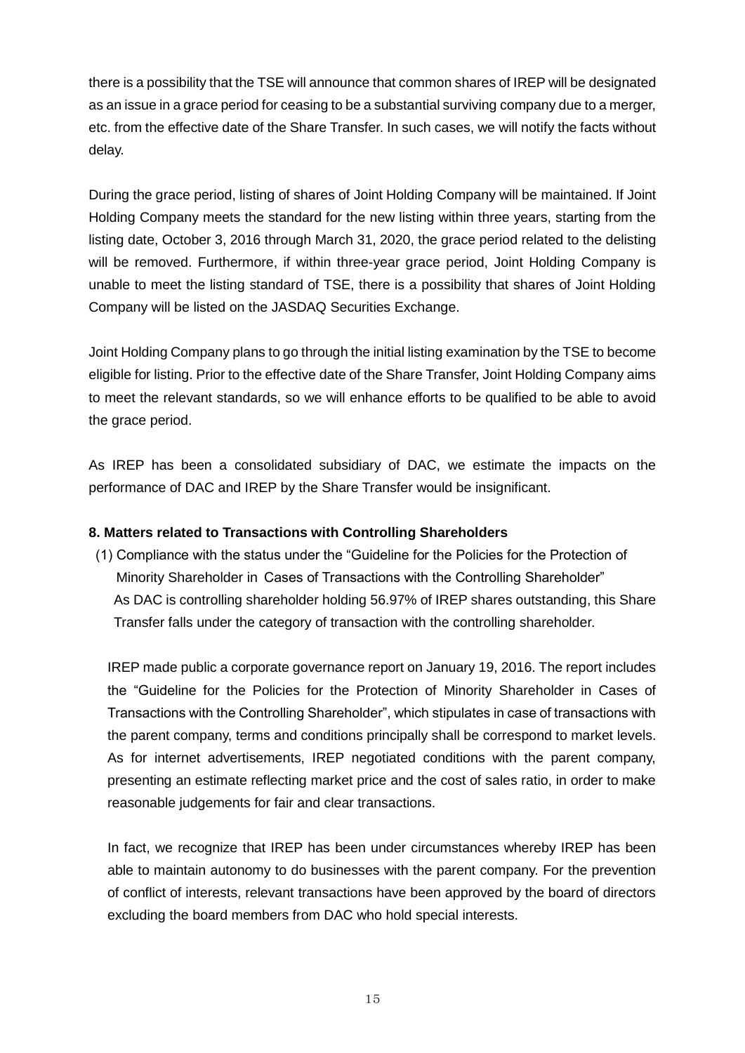there is a possibility that the TSE will announce that common shares of IREP will be designated as an issue in a grace period for ceasing to be a substantial surviving company due to a merger, etc. from the effective date of the Share Transfer. In such cases, we will notify the facts without delay.

During the grace period, listing of shares of Joint Holding Company will be maintained. If Joint Holding Company meets the standard for the new listing within three years, starting from the listing date, October 3, 2016 through March 31, 2020, the grace period related to the delisting will be removed. Furthermore, if within three-year grace period, Joint Holding Company is unable to meet the listing standard of TSE, there is a possibility that shares of Joint Holding Company will be listed on the JASDAQ Securities Exchange.

Joint Holding Company plans to go through the initial listing examination by the TSE to become eligible for listing. Prior to the effective date of the Share Transfer, Joint Holding Company aims to meet the relevant standards, so we will enhance efforts to be qualified to be able to avoid the grace period.

As IREP has been a consolidated subsidiary of DAC, we estimate the impacts on the performance of DAC and IREP by the Share Transfer would be insignificant.

### 8. Matters related to Transactions with Controlling Shareholders

(1) Compliance with the status under the "Guideline for the Policies for the Protection of Minority Shareholder in Cases of Transactions with the Controlling Shareholder"

As DAC is controlling shareholder holding 56.97% of IREP shares outstanding, this Share Transfer falls under the category of transaction with the controlling shareholder.

IREP made public a corporate governance report on January 19, 2016. The report includes the "Guideline for the Policies for the Protection of Minority Shareholder in Cases of Transactions with the Controlling Shareholder", which stipulates in case of transactions with the parent company, terms and conditions principally shall be correspond to market levels. As for internet advertisements, IREP negotiated conditions with the parent company, presenting an estimate reflecting market price and the cost of sales ratio, in order to make reasonable judgements for fair and clear transactions.

In fact, we recognize that IREP has been under circumstances whereby IREP has been able to maintain autonomy to do businesses with the parent company. For the prevention of conflict of interests, relevant transactions have been approved by the board of directors excluding the board members from DAC who hold special interests.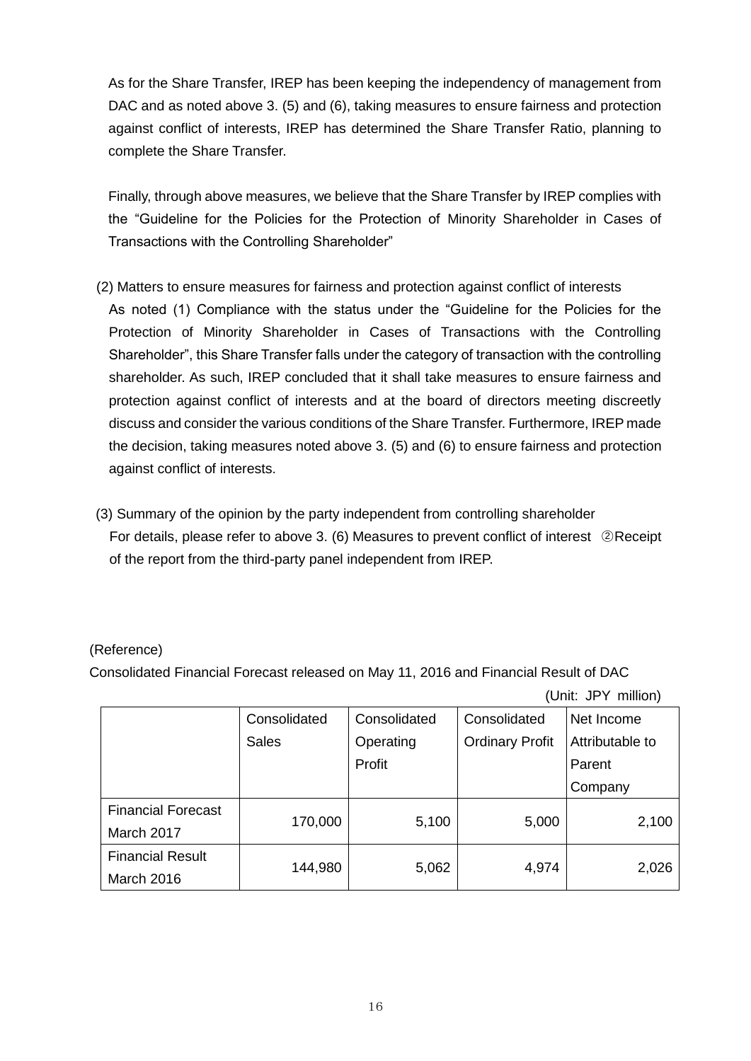As for the Share Transfer, IREP has been keeping the independency of management from DAC and as noted above 3. (5) and (6), taking measures to ensure fairness and protection against conflict of interests, IREP has determined the Share Transfer Ratio, planning to complete the Share Transfer.

Finally, through above measures, we believe that the Share Transfer by IREP complies with the "Guideline for the Policies for the Protection of Minority Shareholder in Cases of Transactions with the Controlling Shareholder"

(2) Matters to ensure measures for fairness and protection against conflict of interests

As noted (1) Compliance with the status under the "Guideline for the Policies for the Protection of Minority Shareholder in Cases of Transactions with the Controlling Shareholder", this Share Transfer falls under the category of transaction with the controlling shareholder. As such, IREP concluded that it shall take measures to ensure fairness and protection against conflict of interests and at the board of directors meeting discreetly discuss and consider the various conditions of the Share Transfer. Furthermore, IREP made the decision, taking measures noted above 3. (5) and (6) to ensure fairness and protection against conflict of interests.

(3) Summary of the opinion by the party independent from controlling shareholder

For details, please refer to above 3. (6) Measures to prevent conflict of interest ②Receipt of the report from the third-party panel independent from IREP.

(Reference)

Consolidated Financial Forecast released on May 11, 2016 and Financial Result of DAC

(Unit: JPY million)

| | Consolidated Sales | Consolidated Operating Profit | Consolidated Ordinary Profit | Net Income Attributable to Parent Company |
|---|---|---|---|---|
| Financial Forecast March 2017 | 170,000 | 5,100 | 5,000 | 2,100 |
| Financial Result March 2016 | 144,980 | 5,062 | 4,974 | 2,026 |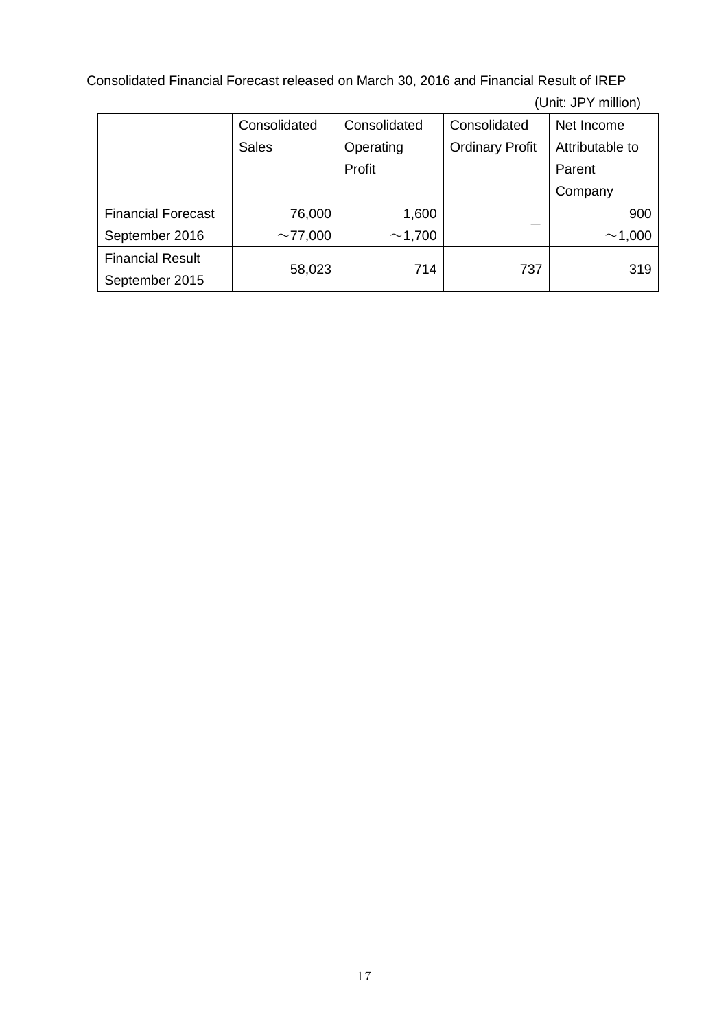Consolidated Financial Forecast released on March 30, 2016 and Financial Result of IREP

(Unit: JPY million)

| | Consolidated Sales | Consolidated Operating Profit | Consolidated Ordinary Profit | Net Income Attributable to Parent Company |
|---|---|---|---|---|
| Financial Forecast September 2016 | 76,000 ～77,000 | 1,600 ～1,700 | — | 900 ～1,000 |
| Financial Result September 2015 | 58,023 | 714 | 737 | 319 |